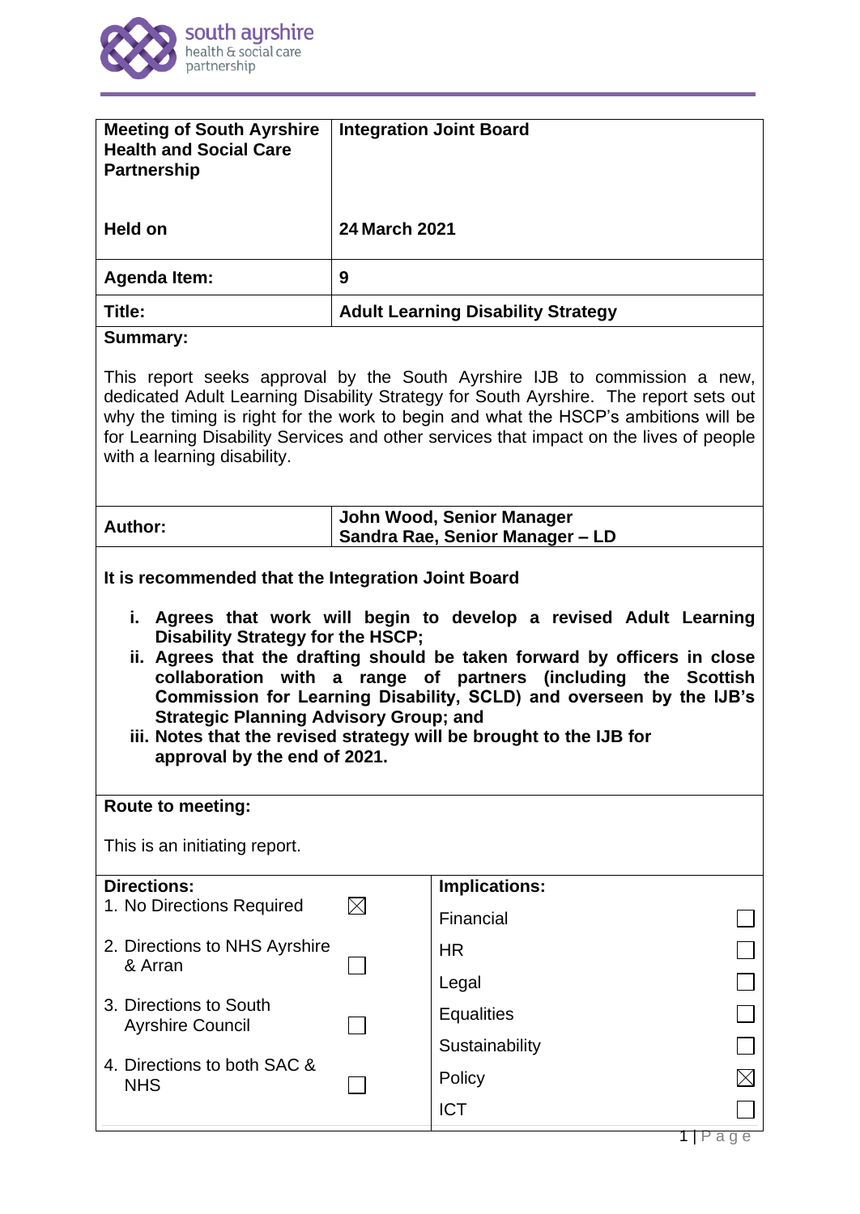| Meeting of South Ayrshire Health and Social Care Partnership | Integration Joint Board |
|---|---|
| Held on | 24 March 2021 |
| Agenda Item: | 9 |
| Title: | Adult Learning Disability Strategy |

**Summary:**

This report seeks approval by the South Ayrshire IJB to commission a new, dedicated Adult Learning Disability Strategy for South Ayrshire. The report sets out why the timing is right for the work to begin and what the HSCP's ambitions will be for Learning Disability Services and other services that impact on the lives of people with a learning disability.

| Author: | John Wood, Senior Manager<br>Sandra Rae, Senior Manager – LD |
|---|---|

**It is recommended that the Integration Joint Board**

- **i. Agrees that work will begin to develop a revised Adult Learning Disability Strategy for the HSCP;**
- **ii. Agrees that the drafting should be taken forward by officers in close collaboration with a range of partners (including the Scottish Commission for Learning Disability, SCLD) and overseen by the IJB's Strategic Planning Advisory Group; and**
- **iii. Notes that the revised strategy will be brought to the IJB for approval by the end of 2021.**

**Route to meeting:**

This is an initiating report.

| Directions: | | Implications: | |
|---|---|---|---|
| 1. No Directions Required | ☒ | Financial | ☐ |
| 2. Directions to NHS Ayrshire & Arran | ☐ | HR | ☐ |
| | | Legal | ☐ |
| 3. Directions to South Ayrshire Council | ☐ | Equalities | ☐ |
| | | Sustainability | ☐ |
| 4. Directions to both SAC & NHS | ☐ | Policy | ☒ |
| | | ICT | ☐ |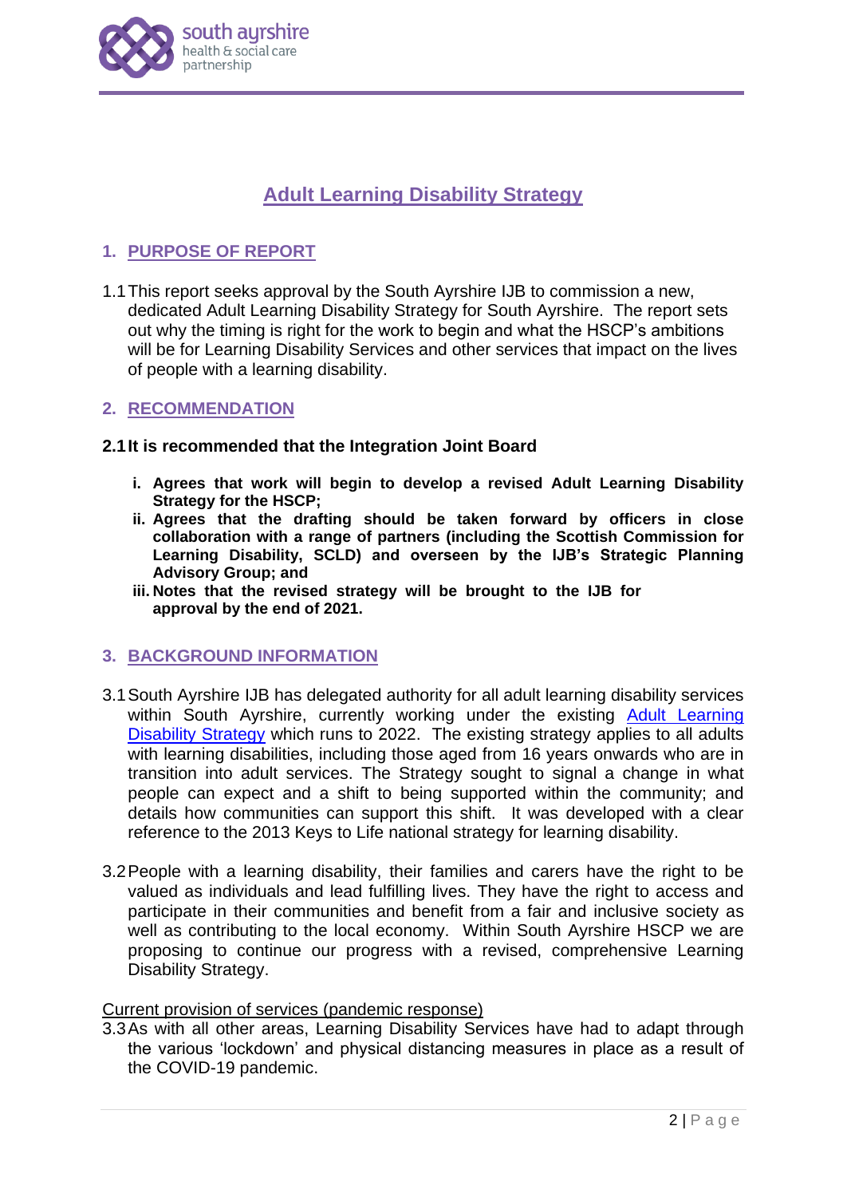# Adult Learning Disability Strategy

## 1. PURPOSE OF REPORT

1.1 This report seeks approval by the South Ayrshire IJB to commission a new, dedicated Adult Learning Disability Strategy for South Ayrshire. The report sets out why the timing is right for the work to begin and what the HSCP's ambitions will be for Learning Disability Services and other services that impact on the lives of people with a learning disability.

## 2. RECOMMENDATION

**2.1 It is recommended that the Integration Joint Board**

- **i. Agrees that work will begin to develop a revised Adult Learning Disability Strategy for the HSCP;**
- **ii. Agrees that the drafting should be taken forward by officers in close collaboration with a range of partners (including the Scottish Commission for Learning Disability, SCLD) and overseen by the IJB's Strategic Planning Advisory Group; and**
- **iii. Notes that the revised strategy will be brought to the IJB for approval by the end of 2021.**

## 3. BACKGROUND INFORMATION

3.1 South Ayrshire IJB has delegated authority for all adult learning disability services within South Ayrshire, currently working under the existing Adult Learning Disability Strategy which runs to 2022. The existing strategy applies to all adults with learning disabilities, including those aged from 16 years onwards who are in transition into adult services. The Strategy sought to signal a change in what people can expect and a shift to being supported within the community; and details how communities can support this shift. It was developed with a clear reference to the 2013 Keys to Life national strategy for learning disability.

3.2 People with a learning disability, their families and carers have the right to be valued as individuals and lead fulfilling lives. They have the right to access and participate in their communities and benefit from a fair and inclusive society as well as contributing to the local economy. Within South Ayrshire HSCP we are proposing to continue our progress with a revised, comprehensive Learning Disability Strategy.

Current provision of services (pandemic response)

3.3 As with all other areas, Learning Disability Services have had to adapt through the various 'lockdown' and physical distancing measures in place as a result of the COVID-19 pandemic.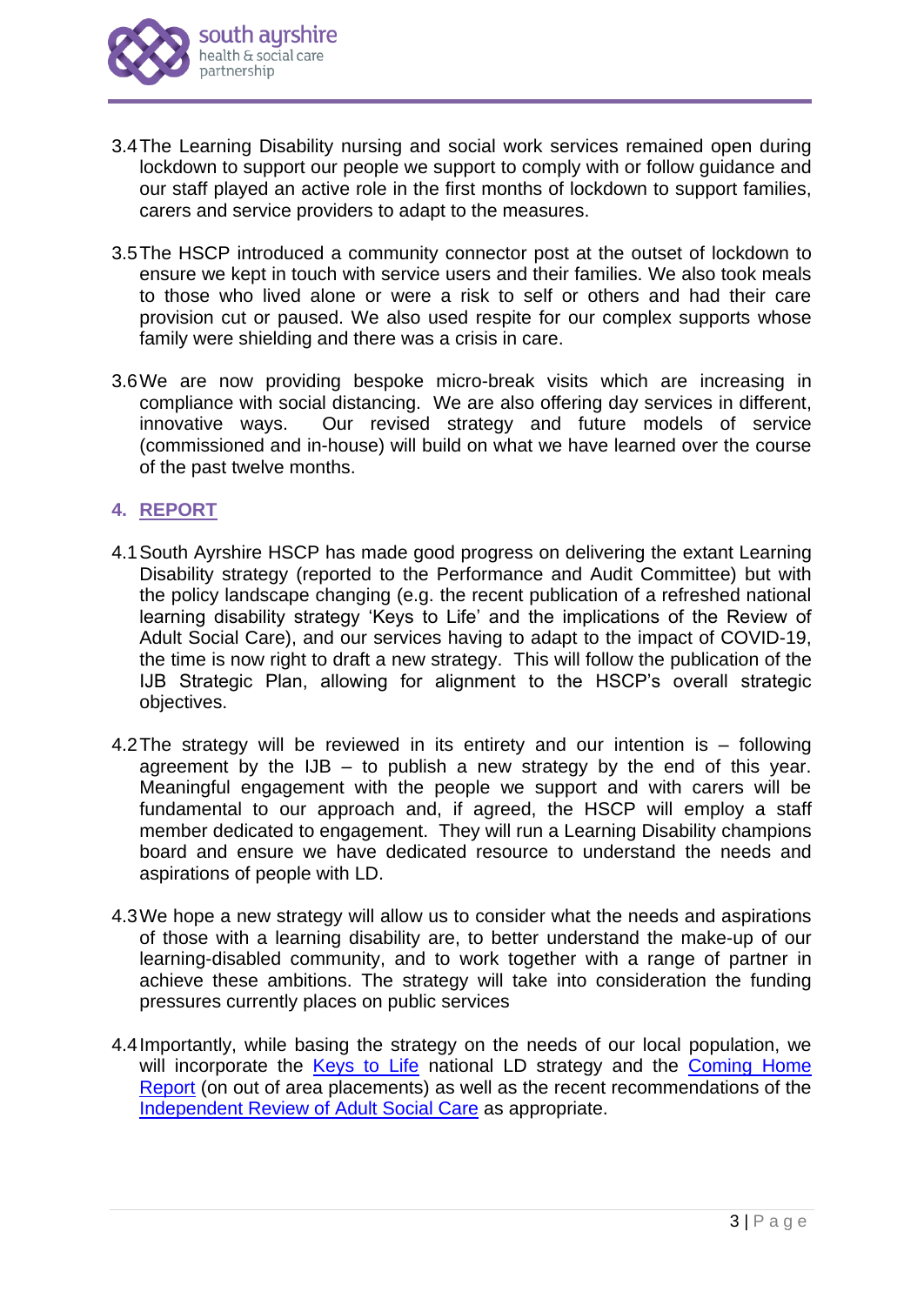3.4 The Learning Disability nursing and social work services remained open during lockdown to support our people we support to comply with or follow guidance and our staff played an active role in the first months of lockdown to support families, carers and service providers to adapt to the measures.

3.5 The HSCP introduced a community connector post at the outset of lockdown to ensure we kept in touch with service users and their families. We also took meals to those who lived alone or were a risk to self or others and had their care provision cut or paused. We also used respite for our complex supports whose family were shielding and there was a crisis in care.

3.6 We are now providing bespoke micro-break visits which are increasing in compliance with social distancing. We are also offering day services in different, innovative ways. Our revised strategy and future models of service (commissioned and in-house) will build on what we have learned over the course of the past twelve months.

## 4. REPORT

4.1 South Ayrshire HSCP has made good progress on delivering the extant Learning Disability strategy (reported to the Performance and Audit Committee) but with the policy landscape changing (e.g. the recent publication of a refreshed national learning disability strategy 'Keys to Life' and the implications of the Review of Adult Social Care), and our services having to adapt to the impact of COVID-19, the time is now right to draft a new strategy. This will follow the publication of the IJB Strategic Plan, allowing for alignment to the HSCP's overall strategic objectives.

4.2 The strategy will be reviewed in its entirety and our intention is – following agreement by the IJB – to publish a new strategy by the end of this year. Meaningful engagement with the people we support and with carers will be fundamental to our approach and, if agreed, the HSCP will employ a staff member dedicated to engagement. They will run a Learning Disability champions board and ensure we have dedicated resource to understand the needs and aspirations of people with LD.

4.3 We hope a new strategy will allow us to consider what the needs and aspirations of those with a learning disability are, to better understand the make-up of our learning-disabled community, and to work together with a range of partner in achieve these ambitions. The strategy will take into consideration the funding pressures currently places on public services

4.4 Importantly, while basing the strategy on the needs of our local population, we will incorporate the Keys to Life national LD strategy and the Coming Home Report (on out of area placements) as well as the recent recommendations of the Independent Review of Adult Social Care as appropriate.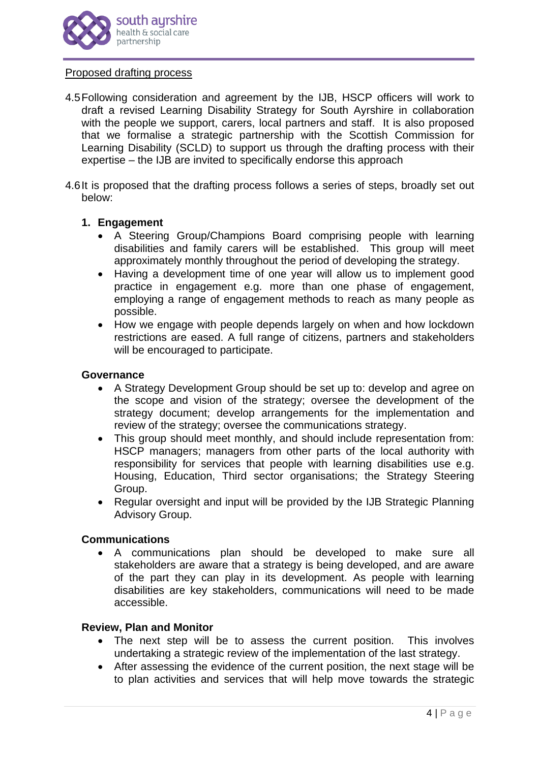Proposed drafting process

4.5 Following consideration and agreement by the IJB, HSCP officers will work to draft a revised Learning Disability Strategy for South Ayrshire in collaboration with the people we support, carers, local partners and staff. It is also proposed that we formalise a strategic partnership with the Scottish Commission for Learning Disability (SCLD) to support us through the drafting process with their expertise – the IJB are invited to specifically endorse this approach

4.6 It is proposed that the drafting process follows a series of steps, broadly set out below:

1. **Engagement**
   - A Steering Group/Champions Board comprising people with learning disabilities and family carers will be established. This group will meet approximately monthly throughout the period of developing the strategy.
   - Having a development time of one year will allow us to implement good practice in engagement e.g. more than one phase of engagement, employing a range of engagement methods to reach as many people as possible.
   - How we engage with people depends largely on when and how lockdown restrictions are eased. A full range of citizens, partners and stakeholders will be encouraged to participate.

**Governance**

- A Strategy Development Group should be set up to: develop and agree on the scope and vision of the strategy; oversee the development of the strategy document; develop arrangements for the implementation and review of the strategy; oversee the communications strategy.
- This group should meet monthly, and should include representation from: HSCP managers; managers from other parts of the local authority with responsibility for services that people with learning disabilities use e.g. Housing, Education, Third sector organisations; the Strategy Steering Group.
- Regular oversight and input will be provided by the IJB Strategic Planning Advisory Group.

**Communications**

- A communications plan should be developed to make sure all stakeholders are aware that a strategy is being developed, and are aware of the part they can play in its development. As people with learning disabilities are key stakeholders, communications will need to be made accessible.

**Review, Plan and Monitor**

- The next step will be to assess the current position. This involves undertaking a strategic review of the implementation of the last strategy.
- After assessing the evidence of the current position, the next stage will be to plan activities and services that will help move towards the strategic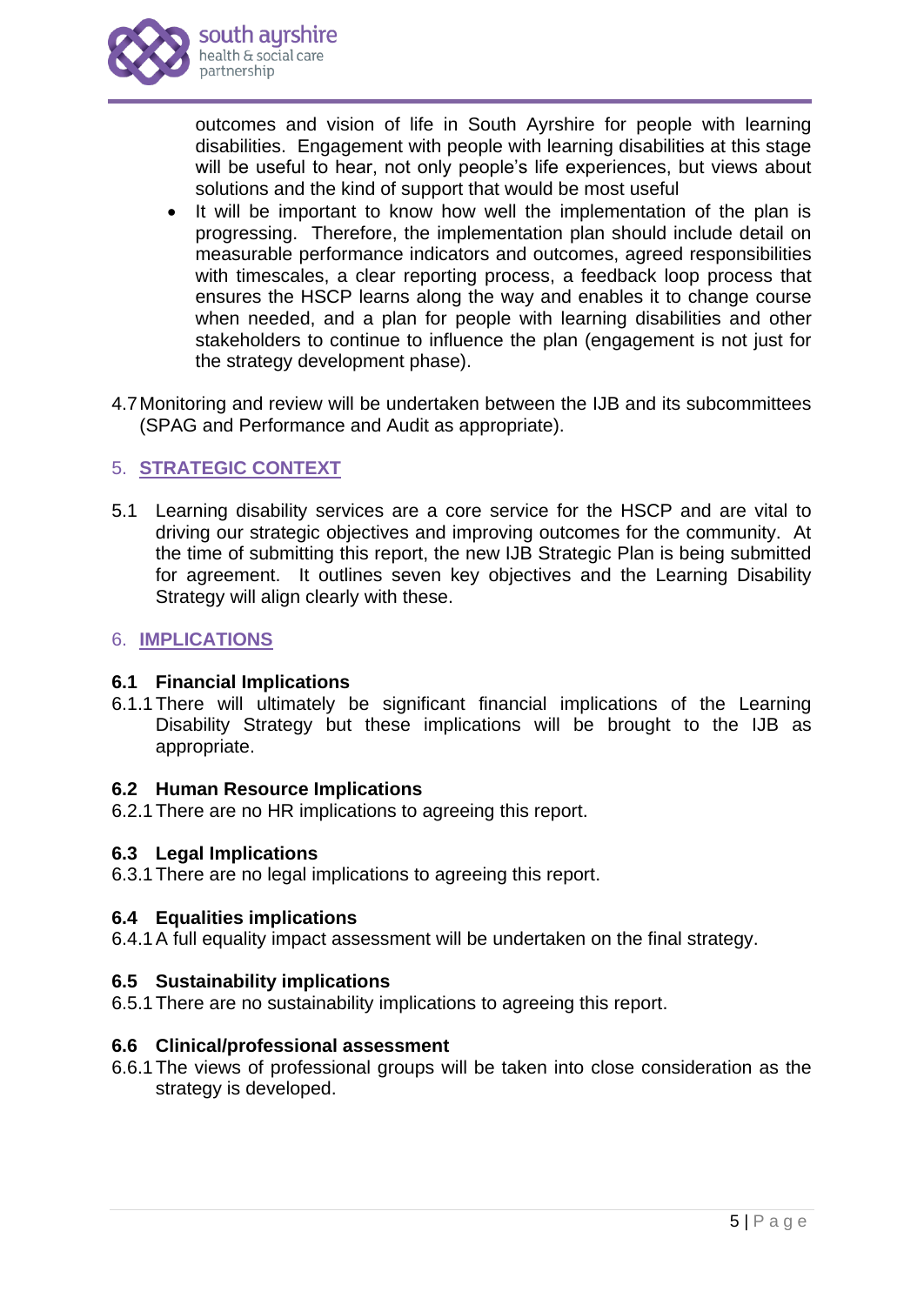outcomes and vision of life in South Ayrshire for people with learning disabilities. Engagement with people with learning disabilities at this stage will be useful to hear, not only people's life experiences, but views about solutions and the kind of support that would be most useful

- It will be important to know how well the implementation of the plan is progressing. Therefore, the implementation plan should include detail on measurable performance indicators and outcomes, agreed responsibilities with timescales, a clear reporting process, a feedback loop process that ensures the HSCP learns along the way and enables it to change course when needed, and a plan for people with learning disabilities and other stakeholders to continue to influence the plan (engagement is not just for the strategy development phase).

4.7 Monitoring and review will be undertaken between the IJB and its subcommittees (SPAG and Performance and Audit as appropriate).

## 5. STRATEGIC CONTEXT

5.1 Learning disability services are a core service for the HSCP and are vital to driving our strategic objectives and improving outcomes for the community. At the time of submitting this report, the new IJB Strategic Plan is being submitted for agreement. It outlines seven key objectives and the Learning Disability Strategy will align clearly with these.

## 6. IMPLICATIONS

### 6.1 Financial Implications

6.1.1 There will ultimately be significant financial implications of the Learning Disability Strategy but these implications will be brought to the IJB as appropriate.

### 6.2 Human Resource Implications

6.2.1 There are no HR implications to agreeing this report.

### 6.3 Legal Implications

6.3.1 There are no legal implications to agreeing this report.

### 6.4 Equalities implications

6.4.1 A full equality impact assessment will be undertaken on the final strategy.

### 6.5 Sustainability implications

6.5.1 There are no sustainability implications to agreeing this report.

### 6.6 Clinical/professional assessment

6.6.1 The views of professional groups will be taken into close consideration as the strategy is developed.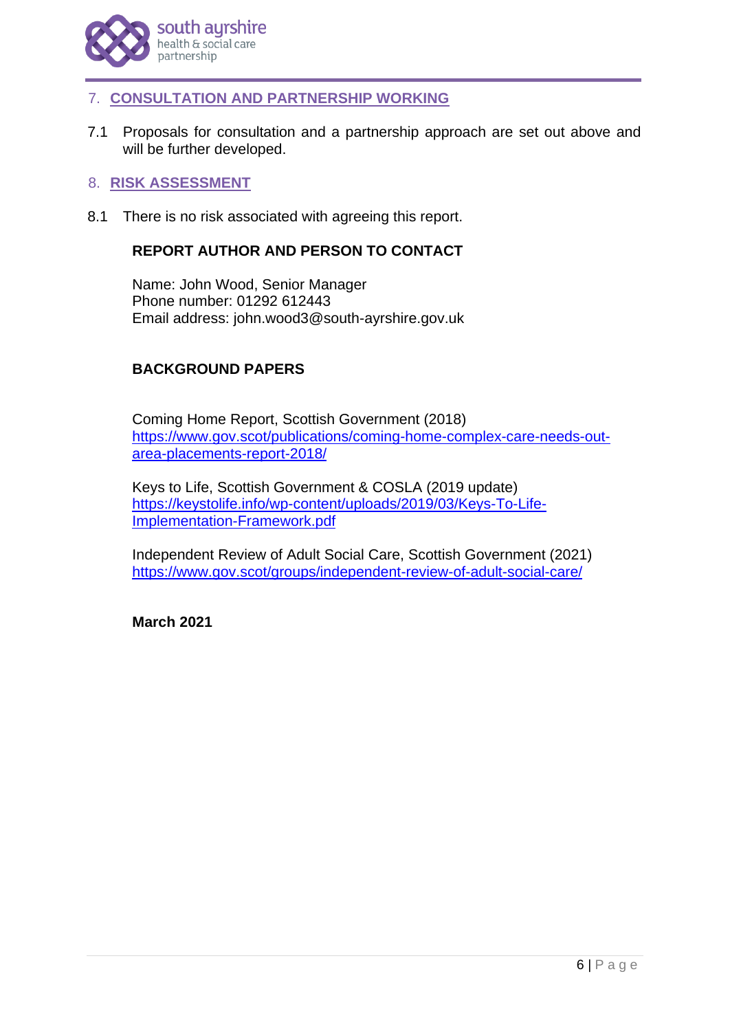## 7. CONSULTATION AND PARTNERSHIP WORKING

7.1 Proposals for consultation and a partnership approach are set out above and will be further developed.

## 8. RISK ASSESSMENT

8.1 There is no risk associated with agreeing this report.

**REPORT AUTHOR AND PERSON TO CONTACT**

Name: John Wood, Senior Manager
Phone number: 01292 612443
Email address: john.wood3@south-ayrshire.gov.uk

**BACKGROUND PAPERS**

Coming Home Report, Scottish Government (2018)
https://www.gov.scot/publications/coming-home-complex-care-needs-out-area-placements-report-2018/

Keys to Life, Scottish Government & COSLA (2019 update)
https://keystolife.info/wp-content/uploads/2019/03/Keys-To-Life-Implementation-Framework.pdf

Independent Review of Adult Social Care, Scottish Government (2021)
https://www.gov.scot/groups/independent-review-of-adult-social-care/

**March 2021**